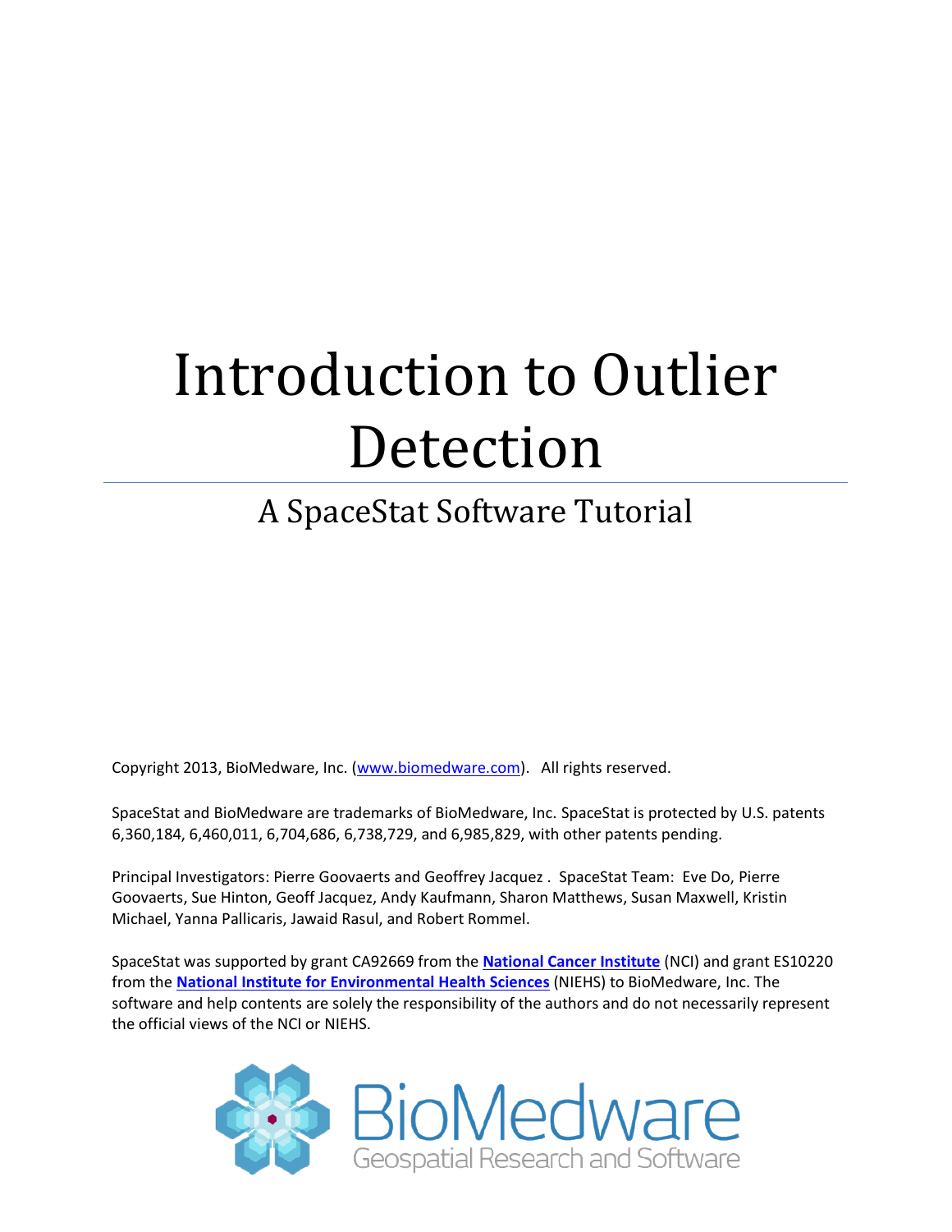# Introduction to Outlier Detection

## A SpaceStat Software Tutorial

Copyright 2013, BioMedware, Inc. (www.biomedware.com). All rights reserved.

SpaceStat and BioMedware are trademarks of BioMedware, Inc. SpaceStat is protected by U.S. patents 6,360,184, 6,460,011, 6,704,686, 6,738,729, and 6,985,829, with other patents pending.

Principal Investigators: Pierre Goovaerts and Geoffrey Jacquez . SpaceStat Team: Eve Do, Pierre Goovaerts, Sue Hinton, Geoff Jacquez, Andy Kaufmann, Sharon Matthews, Susan Maxwell, Kristin Michael, Yanna Pallicaris, Jawaid Rasul, and Robert Rommel.

SpaceStat was supported by grant CA92669 from the **National Cancer Institute** (NCI) and grant ES10220 from the **National Institute for Environmental Health Sciences** (NIEHS) to BioMedware, Inc. The software and help contents are solely the responsibility of the authors and do not necessarily represent the official views of the NCI or NIEHS.

BioMedware
Geospatial Research and Software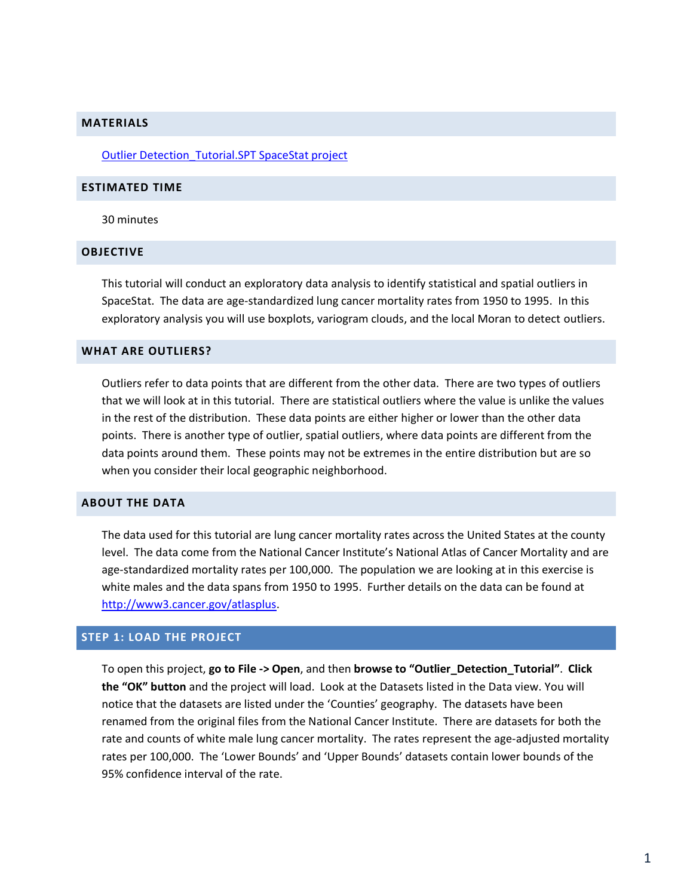## MATERIALS

[Outlier Detection_Tutorial.SPT SpaceStat project](Outlier Detection_Tutorial.SPT SpaceStat project)

## ESTIMATED TIME

30 minutes

## OBJECTIVE

This tutorial will conduct an exploratory data analysis to identify statistical and spatial outliers in SpaceStat. The data are age-standardized lung cancer mortality rates from 1950 to 1995. In this exploratory analysis you will use boxplots, variogram clouds, and the local Moran to detect outliers.

## WHAT ARE OUTLIERS?

Outliers refer to data points that are different from the other data. There are two types of outliers that we will look at in this tutorial. There are statistical outliers where the value is unlike the values in the rest of the distribution. These data points are either higher or lower than the other data points. There is another type of outlier, spatial outliers, where data points are different from the data points around them. These points may not be extremes in the entire distribution but are so when you consider their local geographic neighborhood.

## ABOUT THE DATA

The data used for this tutorial are lung cancer mortality rates across the United States at the county level. The data come from the National Cancer Institute's National Atlas of Cancer Mortality and are age-standardized mortality rates per 100,000. The population we are looking at in this exercise is white males and the data spans from 1950 to 1995. Further details on the data can be found at [http://www3.cancer.gov/atlasplus](http://www3.cancer.gov/atlasplus).

## STEP 1: LOAD THE PROJECT

To open this project, **go to File -> Open**, and then **browse to "Outlier_Detection_Tutorial"**. **Click the "OK" button** and the project will load. Look at the Datasets listed in the Data view. You will notice that the datasets are listed under the 'Counties' geography. The datasets have been renamed from the original files from the National Cancer Institute. There are datasets for both the rate and counts of white male lung cancer mortality. The rates represent the age-adjusted mortality rates per 100,000. The 'Lower Bounds' and 'Upper Bounds' datasets contain lower bounds of the 95% confidence interval of the rate.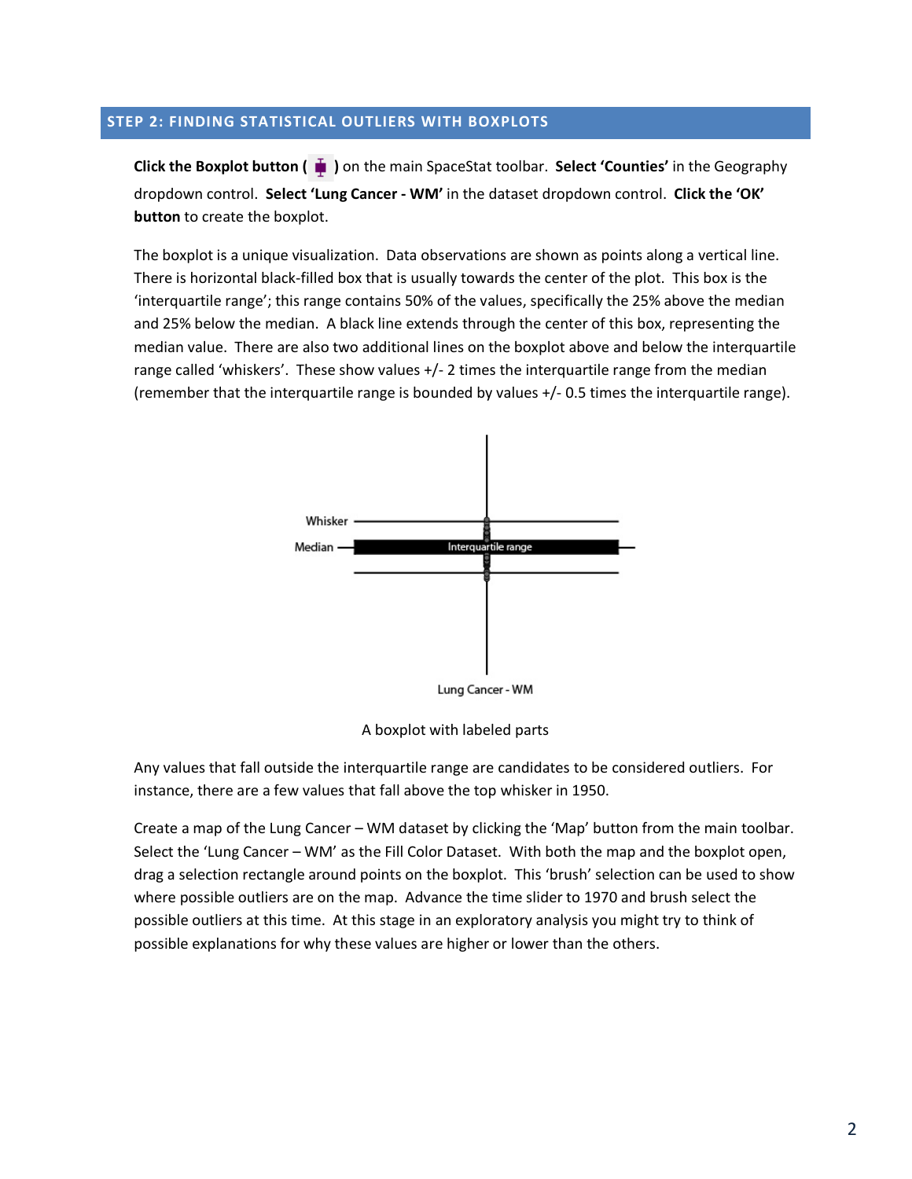## STEP 2: FINDING STATISTICAL OUTLIERS WITH BOXPLOTS

**Click the Boxplot button ( )** on the main SpaceStat toolbar. **Select 'Counties'** in the Geography dropdown control. **Select 'Lung Cancer - WM'** in the dataset dropdown control. **Click the 'OK' button** to create the boxplot.

The boxplot is a unique visualization. Data observations are shown as points along a vertical line. There is horizontal black-filled box that is usually towards the center of the plot. This box is the 'interquartile range'; this range contains 50% of the values, specifically the 25% above the median and 25% below the median. A black line extends through the center of this box, representing the median value. There are also two additional lines on the boxplot above and below the interquartile range called 'whiskers'. These show values +/- 2 times the interquartile range from the median (remember that the interquartile range is bounded by values +/- 0.5 times the interquartile range).

A boxplot with labeled parts

Any values that fall outside the interquartile range are candidates to be considered outliers. For instance, there are a few values that fall above the top whisker in 1950.

Create a map of the Lung Cancer – WM dataset by clicking the 'Map' button from the main toolbar. Select the 'Lung Cancer – WM' as the Fill Color Dataset. With both the map and the boxplot open, drag a selection rectangle around points on the boxplot. This 'brush' selection can be used to show where possible outliers are on the map. Advance the time slider to 1970 and brush select the possible outliers at this time. At this stage in an exploratory analysis you might try to think of possible explanations for why these values are higher or lower than the others.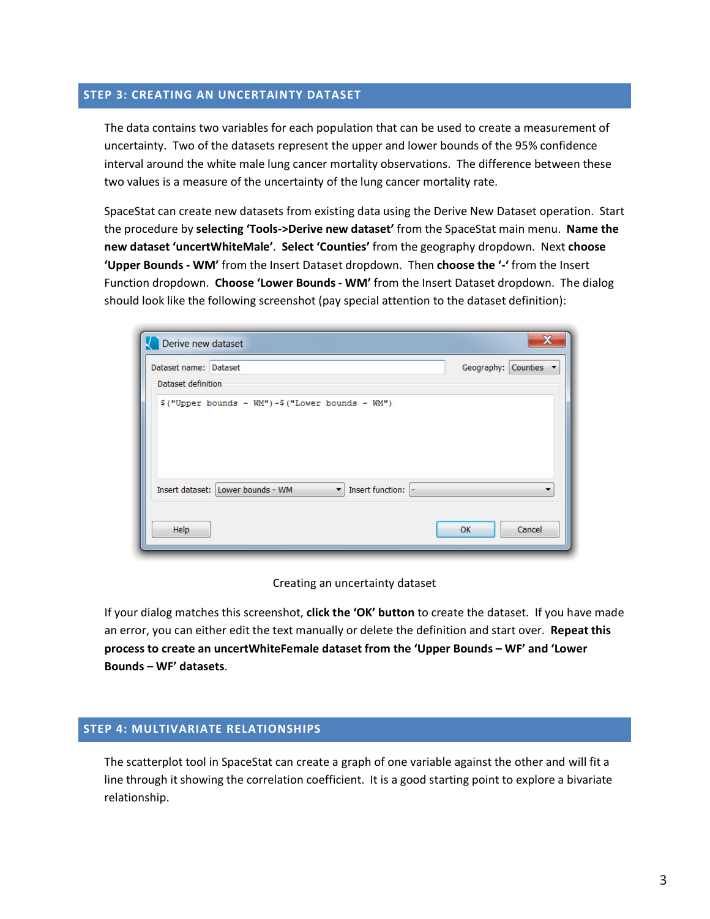## STEP 3: CREATING AN UNCERTAINTY DATASET

The data contains two variables for each population that can be used to create a measurement of uncertainty. Two of the datasets represent the upper and lower bounds of the 95% confidence interval around the white male lung cancer mortality observations. The difference between these two values is a measure of the uncertainty of the lung cancer mortality rate.

SpaceStat can create new datasets from existing data using the Derive New Dataset operation. Start the procedure by **selecting 'Tools->Derive new dataset'** from the SpaceStat main menu. **Name the new dataset 'uncertWhiteMale'**. **Select 'Counties'** from the geography dropdown. Next **choose 'Upper Bounds - WM'** from the Insert Dataset dropdown. Then **choose the '-'** from the Insert Function dropdown. **Choose 'Lower Bounds - WM'** from the Insert Dataset dropdown. The dialog should look like the following screenshot (pay special attention to the dataset definition):

Creating an uncertainty dataset

If your dialog matches this screenshot, **click the 'OK' button** to create the dataset. If you have made an error, you can either edit the text manually or delete the definition and start over. **Repeat this process to create an uncertWhiteFemale dataset from the 'Upper Bounds – WF' and 'Lower Bounds – WF' datasets**.

## STEP 4: MULTIVARIATE RELATIONSHIPS

The scatterplot tool in SpaceStat can create a graph of one variable against the other and will fit a line through it showing the correlation coefficient. It is a good starting point to explore a bivariate relationship.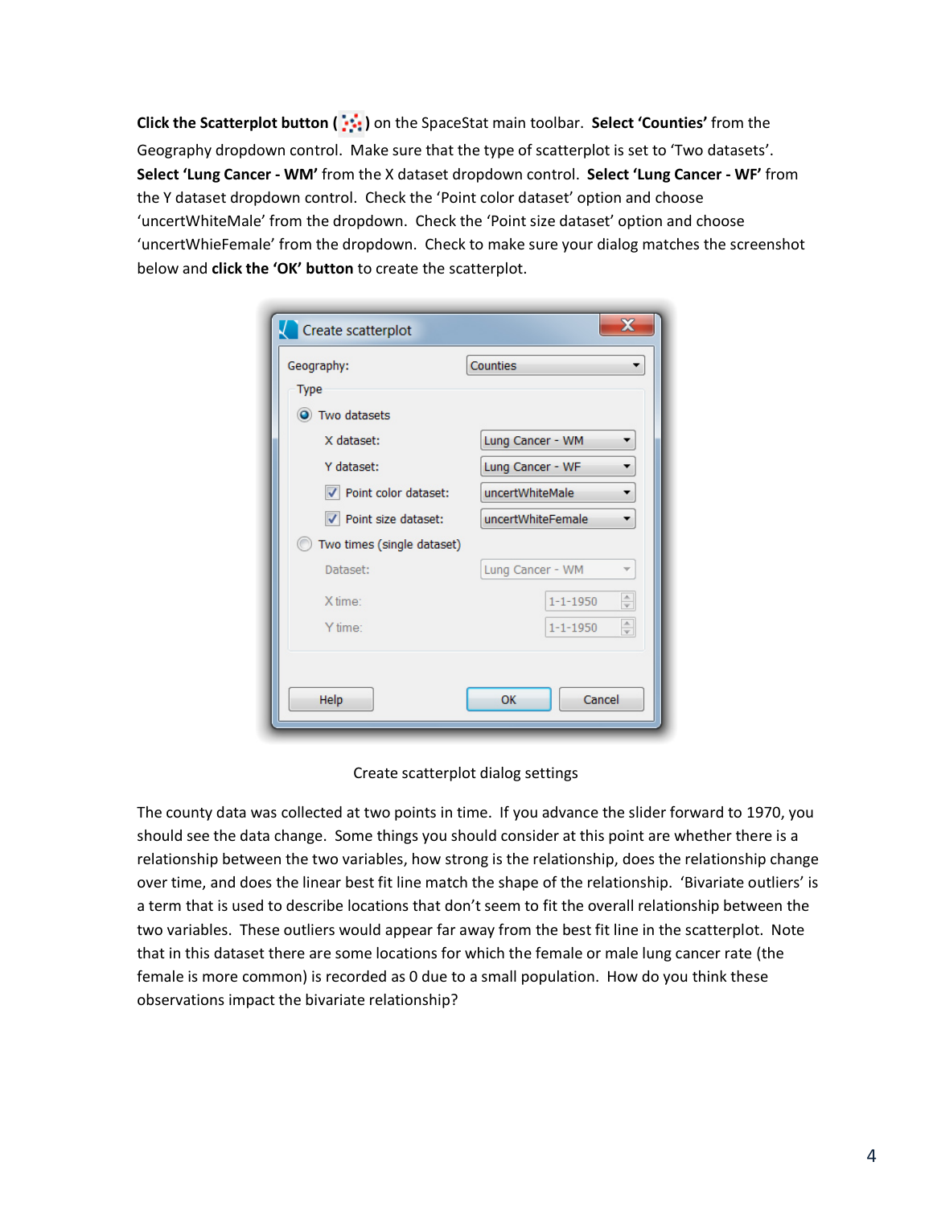**Click the Scatterplot button (** **)** on the SpaceStat main toolbar. **Select 'Counties'** from the Geography dropdown control. Make sure that the type of scatterplot is set to 'Two datasets'. **Select 'Lung Cancer - WM'** from the X dataset dropdown control. **Select 'Lung Cancer - WF'** from the Y dataset dropdown control. Check the 'Point color dataset' option and choose 'uncertWhiteMale' from the dropdown. Check the 'Point size dataset' option and choose 'uncertWhieFemale' from the dropdown. Check to make sure your dialog matches the screenshot below and **click the 'OK' button** to create the scatterplot.

Create scatterplot dialog settings

The county data was collected at two points in time. If you advance the slider forward to 1970, you should see the data change. Some things you should consider at this point are whether there is a relationship between the two variables, how strong is the relationship, does the relationship change over time, and does the linear best fit line match the shape of the relationship. 'Bivariate outliers' is a term that is used to describe locations that don't seem to fit the overall relationship between the two variables. These outliers would appear far away from the best fit line in the scatterplot. Note that in this dataset there are some locations for which the female or male lung cancer rate (the female is more common) is recorded as 0 due to a small population. How do you think these observations impact the bivariate relationship?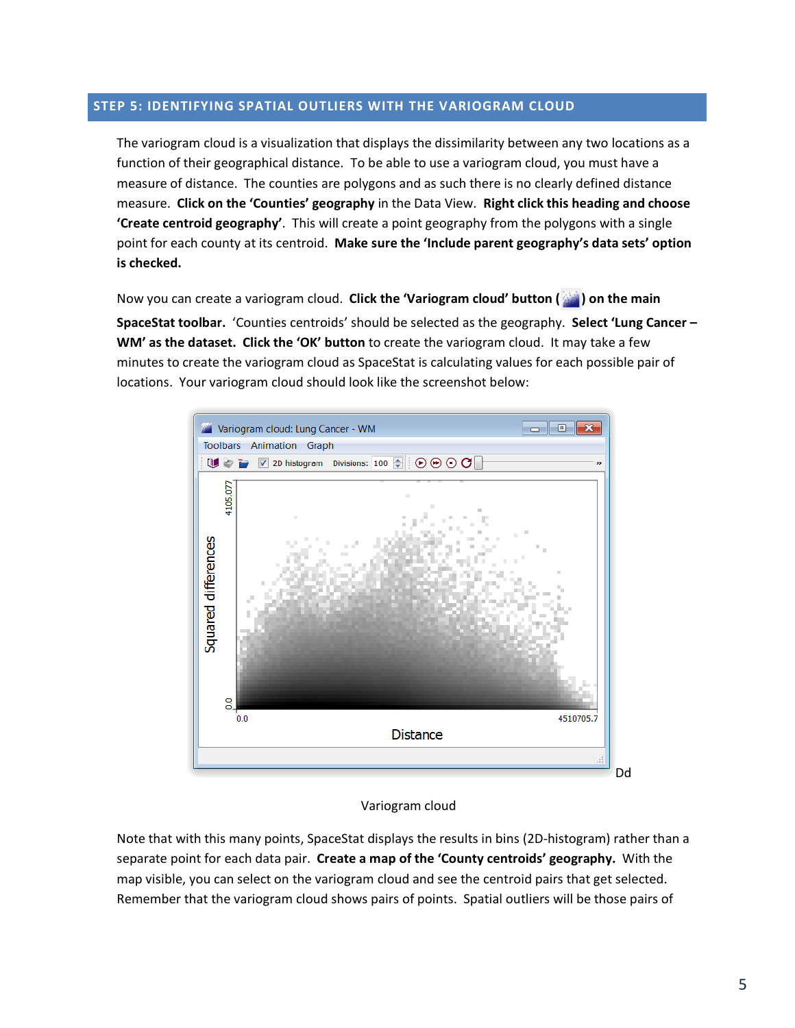## STEP 5: IDENTIFYING SPATIAL OUTLIERS WITH THE VARIOGRAM CLOUD

The variogram cloud is a visualization that displays the dissimilarity between any two locations as a function of their geographical distance. To be able to use a variogram cloud, you must have a measure of distance. The counties are polygons and as such there is no clearly defined distance measure. **Click on the 'Counties' geography** in the Data View. **Right click this heading and choose 'Create centroid geography'**. This will create a point geography from the polygons with a single point for each county at its centroid. **Make sure the 'Include parent geography's data sets' option is checked.**

Now you can create a variogram cloud. **Click the 'Variogram cloud' button ( ) on the main SpaceStat toolbar.** 'Counties centroids' should be selected as the geography. **Select 'Lung Cancer – WM' as the dataset. Click the 'OK' button** to create the variogram cloud. It may take a few minutes to create the variogram cloud as SpaceStat is calculating values for each possible pair of locations. Your variogram cloud should look like the screenshot below:

Dd

Variogram cloud

Note that with this many points, SpaceStat displays the results in bins (2D-histogram) rather than a separate point for each data pair. **Create a map of the 'County centroids' geography.** With the map visible, you can select on the variogram cloud and see the centroid pairs that get selected. Remember that the variogram cloud shows pairs of points. Spatial outliers will be those pairs of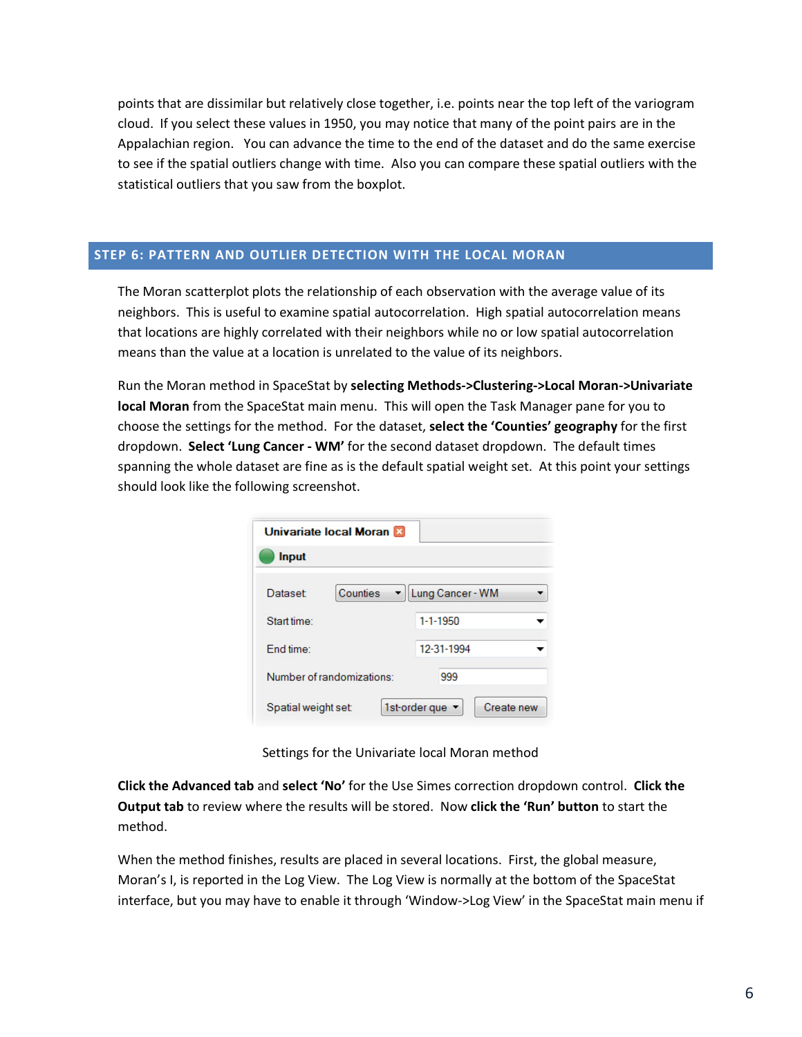points that are dissimilar but relatively close together, i.e. points near the top left of the variogram cloud. If you select these values in 1950, you may notice that many of the point pairs are in the Appalachian region. You can advance the time to the end of the dataset and do the same exercise to see if the spatial outliers change with time. Also you can compare these spatial outliers with the statistical outliers that you saw from the boxplot.

## STEP 6: PATTERN AND OUTLIER DETECTION WITH THE LOCAL MORAN

The Moran scatterplot plots the relationship of each observation with the average value of its neighbors. This is useful to examine spatial autocorrelation. High spatial autocorrelation means that locations are highly correlated with their neighbors while no or low spatial autocorrelation means than the value at a location is unrelated to the value of its neighbors.

Run the Moran method in SpaceStat by **selecting Methods->Clustering->Local Moran->Univariate local Moran** from the SpaceStat main menu. This will open the Task Manager pane for you to choose the settings for the method. For the dataset, **select the 'Counties' geography** for the first dropdown. **Select 'Lung Cancer - WM'** for the second dataset dropdown. The default times spanning the whole dataset are fine as is the default spatial weight set. At this point your settings should look like the following screenshot.

Univariate local Moran

Input

| | | |
|---|---|---|
| Dataset | Counties | Lung Cancer - WM |
| Start time: | | 1-1-1950 |
| End time: | | 12-31-1994 |
| Number of randomizations: | | 999 |
| Spatial weight set | 1st-order que | Create new |

Settings for the Univariate local Moran method

**Click the Advanced tab** and **select 'No'** for the Use Simes correction dropdown control. **Click the Output tab** to review where the results will be stored. Now **click the 'Run' button** to start the method.

When the method finishes, results are placed in several locations. First, the global measure, Moran's I, is reported in the Log View. The Log View is normally at the bottom of the SpaceStat interface, but you may have to enable it through 'Window->Log View' in the SpaceStat main menu if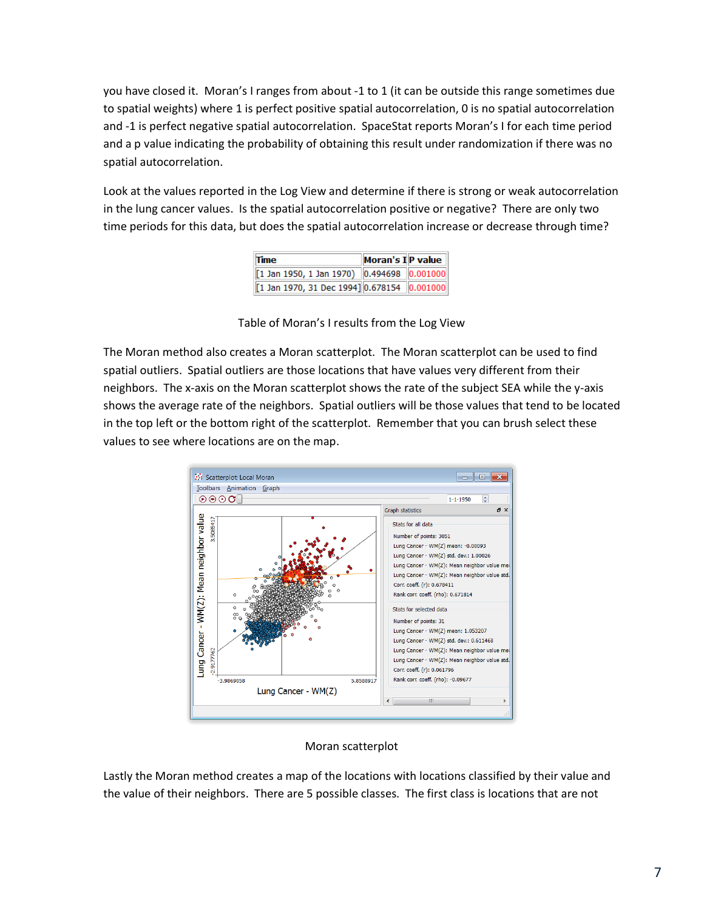you have closed it. Moran's I ranges from about -1 to 1 (it can be outside this range sometimes due to spatial weights) where 1 is perfect positive spatial autocorrelation, 0 is no spatial autocorrelation and -1 is perfect negative spatial autocorrelation. SpaceStat reports Moran's I for each time period and a p value indicating the probability of obtaining this result under randomization if there was no spatial autocorrelation.

Look at the values reported in the Log View and determine if there is strong or weak autocorrelation in the lung cancer values. Is the spatial autocorrelation positive or negative? There are only two time periods for this data, but does the spatial autocorrelation increase or decrease through time?

| Time | Moran's I | P value |
|---|---|---|
| [1 Jan 1950, 1 Jan 1970) | 0.494698 | 0.001000 |
| [1 Jan 1970, 31 Dec 1994] | 0.678154 | 0.001000 |

Table of Moran's I results from the Log View

The Moran method also creates a Moran scatterplot. The Moran scatterplot can be used to find spatial outliers. Spatial outliers are those locations that have values very different from their neighbors. The x-axis on the Moran scatterplot shows the rate of the subject SEA while the y-axis shows the average rate of the neighbors. Spatial outliers will be those values that tend to be located in the top left or the bottom right of the scatterplot. Remember that you can brush select these values to see where locations are on the map.

Moran scatterplot

Lastly the Moran method creates a map of the locations with locations classified by their value and the value of their neighbors. There are 5 possible classes. The first class is locations that are not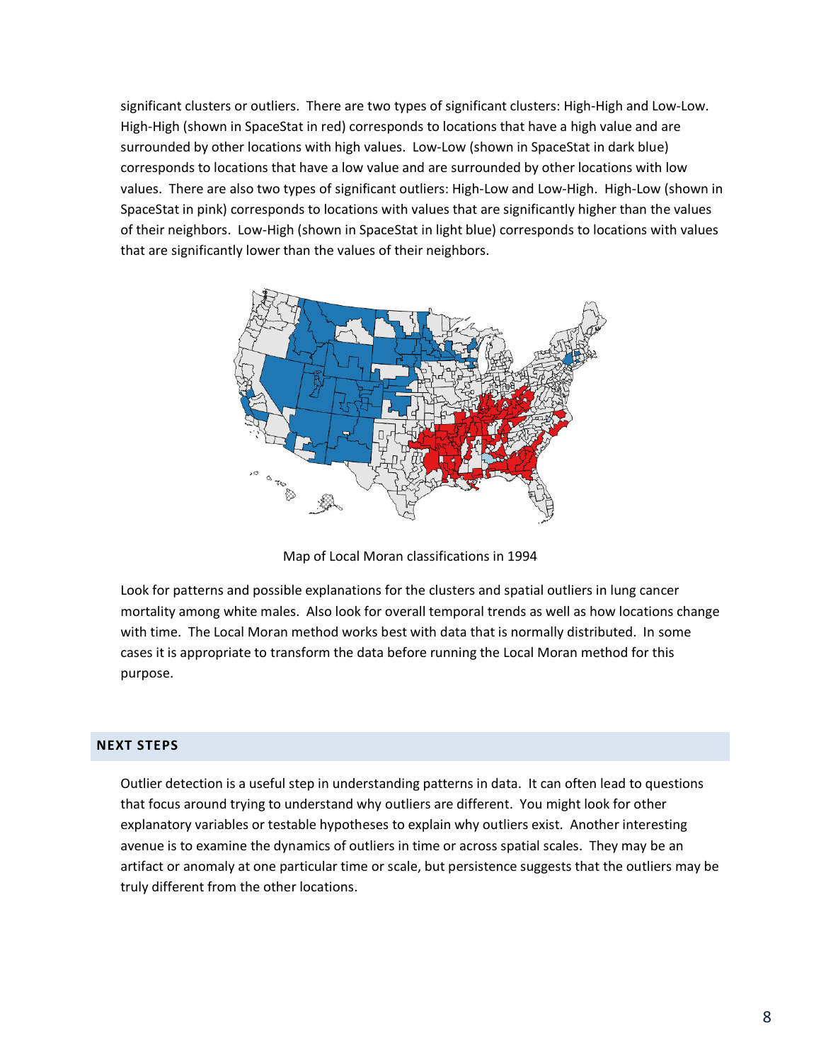significant clusters or outliers. There are two types of significant clusters: High-High and Low-Low. High-High (shown in SpaceStat in red) corresponds to locations that have a high value and are surrounded by other locations with high values. Low-Low (shown in SpaceStat in dark blue) corresponds to locations that have a low value and are surrounded by other locations with low values. There are also two types of significant outliers: High-Low and Low-High. High-Low (shown in SpaceStat in pink) corresponds to locations with values that are significantly higher than the values of their neighbors. Low-High (shown in SpaceStat in light blue) corresponds to locations with values that are significantly lower than the values of their neighbors.

Map of Local Moran classifications in 1994

Look for patterns and possible explanations for the clusters and spatial outliers in lung cancer mortality among white males. Also look for overall temporal trends as well as how locations change with time. The Local Moran method works best with data that is normally distributed. In some cases it is appropriate to transform the data before running the Local Moran method for this purpose.

## NEXT STEPS

Outlier detection is a useful step in understanding patterns in data. It can often lead to questions that focus around trying to understand why outliers are different. You might look for other explanatory variables or testable hypotheses to explain why outliers exist. Another interesting avenue is to examine the dynamics of outliers in time or across spatial scales. They may be an artifact or anomaly at one particular time or scale, but persistence suggests that the outliers may be truly different from the other locations.